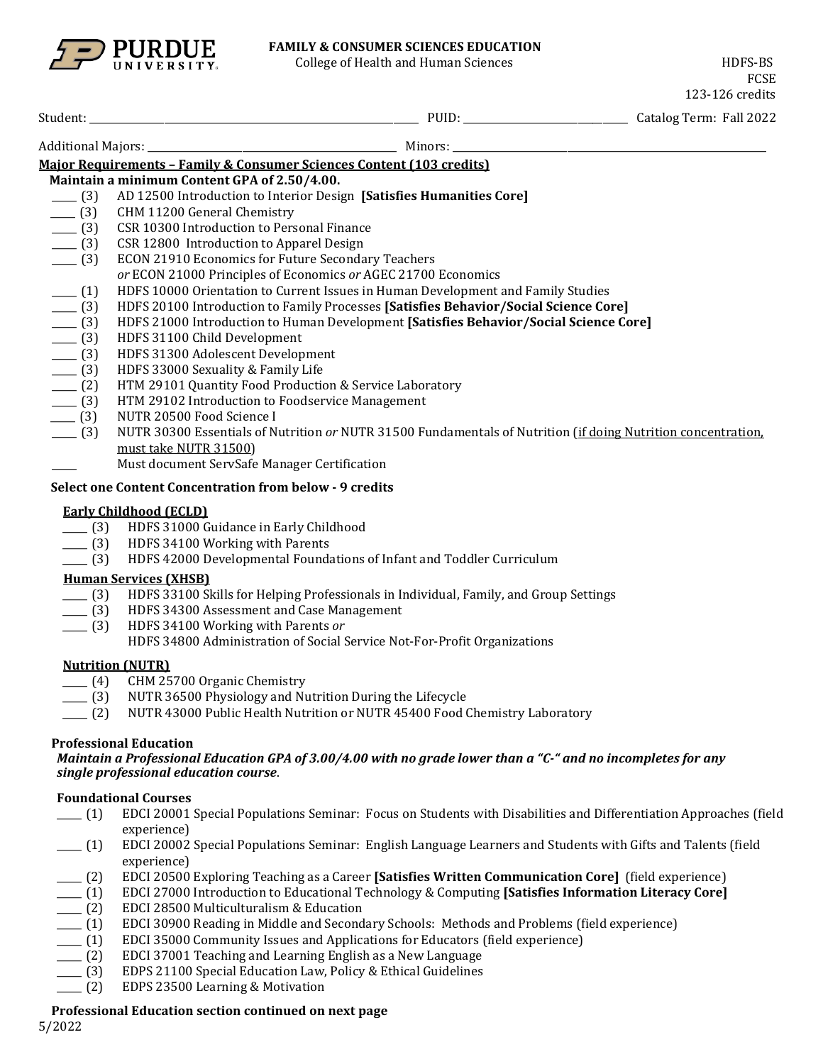**PURDUE UNIVERSITY**

# FAMILY & CONSUMER SCIENCES EDUCATION

College of Health and Human Sciences

HDFS-BS
FCSE
123-126 credits

Student: ______________________ PUID: ______________ Catalog Term: Fall 2022

Additional Majors: ______________________ Minors: ______________________

## Major Requirements – Family & Consumer Sciences Content (103 credits)

**Maintain a minimum Content GPA of 2.50/4.00.**

- ____ (3) AD 12500 Introduction to Interior Design **[Satisfies Humanities Core]**
- ____ (3) CHM 11200 General Chemistry
- ____ (3) CSR 10300 Introduction to Personal Finance
- ____ (3) CSR 12800 Introduction to Apparel Design
- ____ (3) ECON 21910 Economics for Future Secondary Teachers *or* ECON 21000 Principles of Economics *or* AGEC 21700 Economics
- ____ (1) HDFS 10000 Orientation to Current Issues in Human Development and Family Studies
- ____ (3) HDFS 20100 Introduction to Family Processes **[Satisfies Behavior/Social Science Core]**
- ____ (3) HDFS 21000 Introduction to Human Development **[Satisfies Behavior/Social Science Core]**
- ____ (3) HDFS 31100 Child Development
- ____ (3) HDFS 31300 Adolescent Development
- ____ (3) HDFS 33000 Sexuality & Family Life
- ____ (2) HTM 29101 Quantity Food Production & Service Laboratory
- ____ (3) HTM 29102 Introduction to Foodservice Management
- ____ (3) NUTR 20500 Food Science I
- ____ (3) NUTR 30300 Essentials of Nutrition *or* NUTR 31500 Fundamentals of Nutrition (<u>if doing Nutrition concentration, must take NUTR 31500</u>)
- ____ Must document ServSafe Manager Certification

### Select one Content Concentration from below - 9 credits

#### Early Childhood (ECLD)

- ____ (3) HDFS 31000 Guidance in Early Childhood
- ____ (3) HDFS 34100 Working with Parents
- ____ (3) HDFS 42000 Developmental Foundations of Infant and Toddler Curriculum

#### Human Services (XHSB)

- ____ (3) HDFS 33100 Skills for Helping Professionals in Individual, Family, and Group Settings
- ____ (3) HDFS 34300 Assessment and Case Management
- ____ (3) HDFS 34100 Working with Parents *or* HDFS 34800 Administration of Social Service Not-For-Profit Organizations

#### Nutrition (NUTR)

- ____ (4) CHM 25700 Organic Chemistry
- ____ (3) NUTR 36500 Physiology and Nutrition During the Lifecycle
- ____ (2) NUTR 43000 Public Health Nutrition or NUTR 45400 Food Chemistry Laboratory

### Professional Education

***Maintain a Professional Education GPA of 3.00/4.00 with no grade lower than a "C-" and no incompletes for any single professional education course*.**

#### Foundational Courses

- ____ (1) EDCI 20001 Special Populations Seminar: Focus on Students with Disabilities and Differentiation Approaches (field experience)
- ____ (1) EDCI 20002 Special Populations Seminar: English Language Learners and Students with Gifts and Talents (field experience)
- ____ (2) EDCI 20500 Exploring Teaching as a Career **[Satisfies Written Communication Core]** (field experience)
- ____ (1) EDCI 27000 Introduction to Educational Technology & Computing **[Satisfies Information Literacy Core]**
- ____ (2) EDCI 28500 Multiculturalism & Education
- ____ (1) EDCI 30900 Reading in Middle and Secondary Schools: Methods and Problems (field experience)
- ____ (1) EDCI 35000 Community Issues and Applications for Educators (field experience)
- ____ (2) EDCI 37001 Teaching and Learning English as a New Language
- ____ (3) EDPS 21100 Special Education Law, Policy & Ethical Guidelines
- ____ (2) EDPS 23500 Learning & Motivation

**Professional Education section continued on next page**

5/2022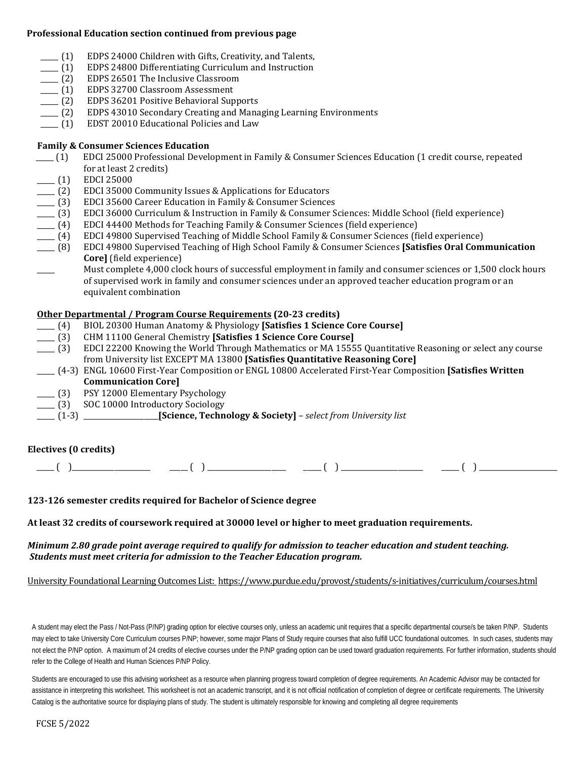**Professional Education section continued from previous page**

- _____ (1) EDPS 24000 Children with Gifts, Creativity, and Talents,
- _____ (1) EDPS 24800 Differentiating Curriculum and Instruction
- _____ (2) EDPS 26501 The Inclusive Classroom
- _____ (1) EDPS 32700 Classroom Assessment
- _____ (2) EDPS 36201 Positive Behavioral Supports
- _____ (2) EDPS 43010 Secondary Creating and Managing Learning Environments
- _____ (1) EDST 20010 Educational Policies and Law

**Family & Consumer Sciences Education**

- _____ (1) EDCI 25000 Professional Development in Family & Consumer Sciences Education (1 credit course, repeated for at least 2 credits)
- _____ (1) EDCI 25000
- _____ (2) EDCI 35000 Community Issues & Applications for Educators
- _____ (3) EDCI 35600 Career Education in Family & Consumer Sciences
- _____ (3) EDCI 36000 Curriculum & Instruction in Family & Consumer Sciences: Middle School (field experience)
- _____ (4) EDCI 44400 Methods for Teaching Family & Consumer Sciences (field experience)
- _____ (4) EDCI 49800 Supervised Teaching of Middle School Family & Consumer Sciences (field experience)
- _____ (8) EDCI 49800 Supervised Teaching of High School Family & Consumer Sciences **[Satisfies Oral Communication Core]** (field experience)
- _____ Must complete 4,000 clock hours of successful employment in family and consumer sciences or 1,500 clock hours of supervised work in family and consumer sciences under an approved teacher education program or an equivalent combination

**Other Departmental / Program Course Requirements (20-23 credits)**

- _____ (4) BIOL 20300 Human Anatomy & Physiology **[Satisfies 1 Science Core Course]**
- _____ (3) CHM 11100 General Chemistry **[Satisfies 1 Science Core Course]**
- _____ (3) EDCI 22200 Knowing the World Through Mathematics or MA 15555 Quantitative Reasoning or select any course from University list EXCEPT MA 13800 **[Satisfies Quantitative Reasoning Core]**
- _____ (4-3) ENGL 10600 First-Year Composition or ENGL 10800 Accelerated First-Year Composition **[Satisfies Written Communication Core]**
- _____ (3) PSY 12000 Elementary Psychology
- _____ (3) SOC 10000 Introductory Sociology
- _____ (1-3) ____________________**[Science, Technology & Society]** – *select from University list*

**Electives (0 credits)**

_____ ( )____________________ _____ ( ) ____________________ _____ ( ) ____________________ _____ ( ) ____________________

**123-126 semester credits required for Bachelor of Science degree**

**At least 32 credits of coursework required at 30000 level or higher to meet graduation requirements.**

***Minimum 2.80 grade point average required to qualify for admission to teacher education and student teaching. Students must meet criteria for admission to the Teacher Education program.***

University Foundational Learning Outcomes List: https://www.purdue.edu/provost/students/s-initiatives/curriculum/courses.html

A student may elect the Pass / Not-Pass (P/NP) grading option for elective courses only, unless an academic unit requires that a specific departmental course/s be taken P/NP. Students may elect to take University Core Curriculum courses P/NP; however, some major Plans of Study require courses that also fulfill UCC foundational outcomes. In such cases, students may not elect the P/NP option. A maximum of 24 credits of elective courses under the P/NP grading option can be used toward graduation requirements. For further information, students should refer to the College of Health and Human Sciences P/NP Policy.

Students are encouraged to use this advising worksheet as a resource when planning progress toward completion of degree requirements. An Academic Advisor may be contacted for assistance in interpreting this worksheet. This worksheet is not an academic transcript, and it is not official notification of completion of degree or certificate requirements. The University Catalog is the authoritative source for displaying plans of study. The student is ultimately responsible for knowing and completing all degree requirements

FCSE 5/2022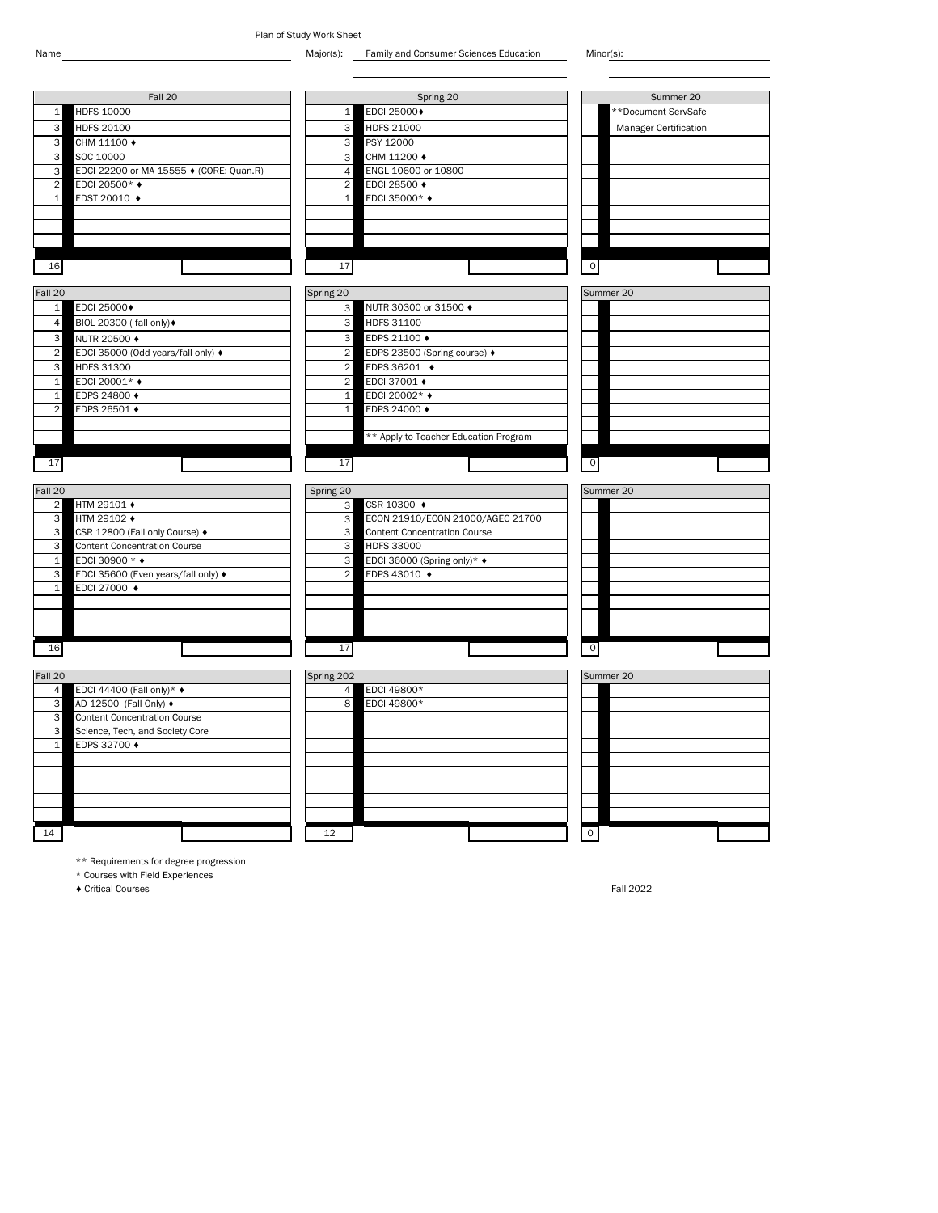Plan of Study Work Sheet

Name ____________________ Major(s): Family and Consumer Sciences Education Minor(s): ____________________

| Fall 20 | | Spring 20 | | Summer 20 | |
|---|---|---|---|---|---|
| 1 | HDFS 10000 | 1 | EDCI 25000♦ | | **Document ServSafe |
| 3 | HDFS 20100 | 3 | HDFS 21000 | | Manager Certification |
| 3 | CHM 11100 ♦ | 3 | PSY 12000 | | |
| 3 | SOC 10000 | 3 | CHM 11200 ♦ | | |
| 3 | EDCI 22200 or MA 15555 ♦ (CORE: Quan.R) | 4 | ENGL 10600 or 10800 | | |
| 2 | EDCI 20500* ♦ | 2 | EDCI 28500 ♦ | | |
| 1 | EDST 20010 ♦ | 1 | EDCI 35000* ♦ | | |
| 16 | | 17 | | 0 | |

| Fall 20 | | Spring 20 | | Summer 20 | |
|---|---|---|---|---|---|
| 1 | EDCI 25000♦ | 3 | NUTR 30300 or 31500 ♦ | | |
| 4 | BIOL 20300 ( fall only)♦ | 3 | HDFS 31100 | | |
| 3 | NUTR 20500 ♦ | 3 | EDPS 21100 ♦ | | |
| 2 | EDCI 35000 (Odd years/fall only) ♦ | 2 | EDPS 23500 (Spring course) ♦ | | |
| 3 | HDFS 31300 | 2 | EDPS 36201 ♦ | | |
| 1 | EDCI 20001* ♦ | 2 | EDCI 37001 ♦ | | |
| 1 | EDPS 24800 ♦ | 1 | EDCI 20002* ♦ | | |
| 2 | EDPS 26501 ♦ | 1 | EDPS 24000 ♦ | | |
| | | | ** Apply to Teacher Education Program | | |
| 17 | | 17 | | 0 | |

| Fall 20 | | Spring 20 | | Summer 20 | |
|---|---|---|---|---|---|
| 2 | HTM 29101 ♦ | 3 | CSR 10300 ♦ | | |
| 3 | HTM 29102 ♦ | 3 | ECON 21910/ECON 21000/AGEC 21700 | | |
| 3 | CSR 12800 (Fall only Course) ♦ | 3 | Content Concentration Course | | |
| 3 | Content Concentration Course | 3 | HDFS 33000 | | |
| 1 | EDCI 30900 * ♦ | 3 | EDCI 36000 (Spring only)* ♦ | | |
| 3 | EDCI 35600 (Even years/fall only) ♦ | 2 | EDPS 43010 ♦ | | |
| 1 | EDCI 27000 ♦ | | | | |
| 16 | | 17 | | 0 | |

| Fall 20 | | Spring 202 | | Summer 20 | |
|---|---|---|---|---|---|
| 4 | EDCI 44400 (Fall only)* ♦ | 4 | EDCI 49800* | | |
| 3 | AD 12500 (Fall Only) ♦ | 8 | EDCI 49800* | | |
| 3 | Content Concentration Course | | | | |
| 3 | Science, Tech, and Society Core | | | | |
| 1 | EDPS 32700 ♦ | | | | |
| 14 | | 12 | | 0 | |

** Requirements for degree progression

* Courses with Field Experiences

♦ Critical Courses

Fall 2022